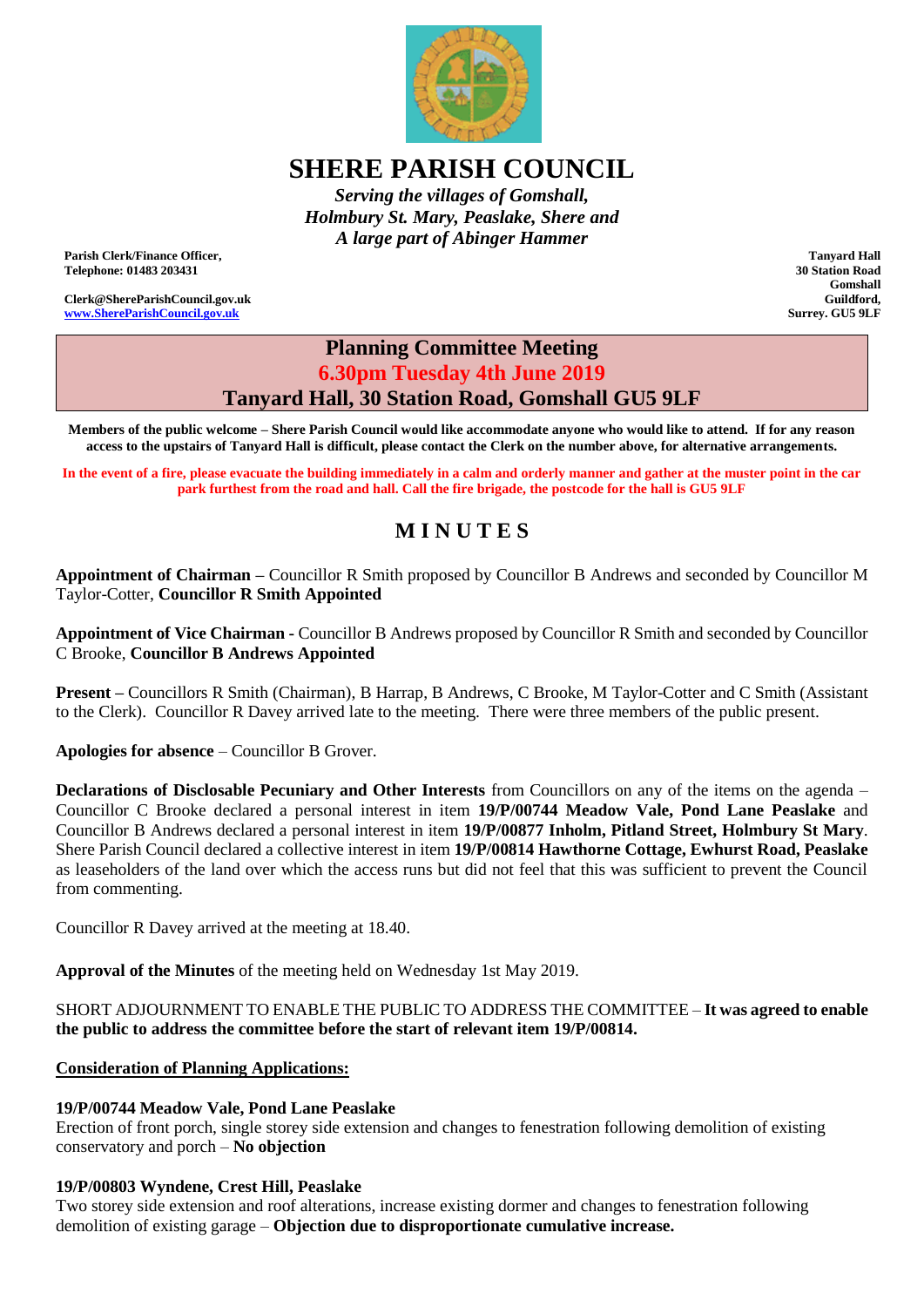# SHERE PARISH COUNCIL

*Serving the villages of Gomshall,*
*Holmbury St. Mary, Peaslake, Shere and*
*A large part of Abinger Hammer*

**Parish Clerk/Finance Officer,**
**Telephone: 01483 203431**

**Clerk@ShereParishCouncil.gov.uk**
**www.ShereParishCouncil.gov.uk**

**Tanyard Hall**
**30 Station Road**
**Gomshall**
**Guildford,**
**Surrey. GU5 9LF**

## Planning Committee Meeting
## 6.30pm Tuesday 4th June 2019
## Tanyard Hall, 30 Station Road, Gomshall GU5 9LF

**Members of the public welcome – Shere Parish Council would like accommodate anyone who would like to attend. If for any reason access to the upstairs of Tanyard Hall is difficult, please contact the Clerk on the number above, for alternative arrangements.**

**In the event of a fire, please evacuate the building immediately in a calm and orderly manner and gather at the muster point in the car park furthest from the road and hall. Call the fire brigade, the postcode for the hall is GU5 9LF**

## MINUTES

**Appointment of Chairman –** Councillor R Smith proposed by Councillor B Andrews and seconded by Councillor M Taylor-Cotter, **Councillor R Smith Appointed**

**Appointment of Vice Chairman -** Councillor B Andrews proposed by Councillor R Smith and seconded by Councillor C Brooke, **Councillor B Andrews Appointed**

**Present –** Councillors R Smith (Chairman), B Harrap, B Andrews, C Brooke, M Taylor-Cotter and C Smith (Assistant to the Clerk). Councillor R Davey arrived late to the meeting. There were three members of the public present.

**Apologies for absence** – Councillor B Grover.

**Declarations of Disclosable Pecuniary and Other Interests** from Councillors on any of the items on the agenda – Councillor C Brooke declared a personal interest in item **19/P/00744 Meadow Vale, Pond Lane Peaslake** and Councillor B Andrews declared a personal interest in item **19/P/00877 Inholm, Pitland Street, Holmbury St Mary**. Shere Parish Council declared a collective interest in item **19/P/00814 Hawthorne Cottage, Ewhurst Road, Peaslake** as leaseholders of the land over which the access runs but did not feel that this was sufficient to prevent the Council from commenting.

Councillor R Davey arrived at the meeting at 18.40.

**Approval of the Minutes** of the meeting held on Wednesday 1st May 2019.

SHORT ADJOURNMENT TO ENABLE THE PUBLIC TO ADDRESS THE COMMITTEE – **It was agreed to enable the public to address the committee before the start of relevant item 19/P/00814.**

**Consideration of Planning Applications:**

**19/P/00744 Meadow Vale, Pond Lane Peaslake**
Erection of front porch, single storey side extension and changes to fenestration following demolition of existing conservatory and porch – **No objection**

**19/P/00803 Wyndene, Crest Hill, Peaslake**
Two storey side extension and roof alterations, increase existing dormer and changes to fenestration following demolition of existing garage – **Objection due to disproportionate cumulative increase.**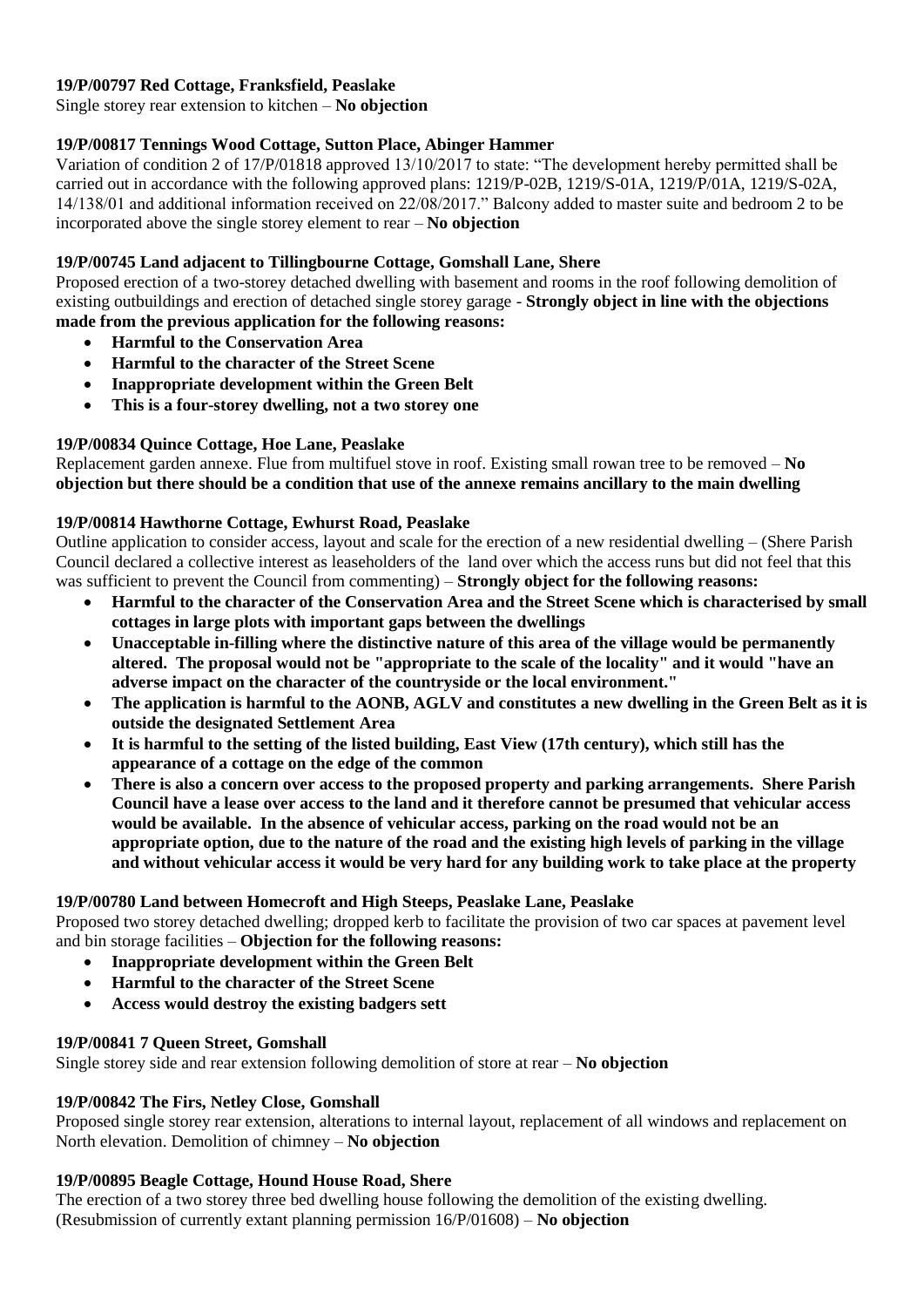**19/P/00797 Red Cottage, Franksfield, Peaslake**

Single storey rear extension to kitchen – **No objection**

**19/P/00817 Tennings Wood Cottage, Sutton Place, Abinger Hammer**

Variation of condition 2 of 17/P/01818 approved 13/10/2017 to state: "The development hereby permitted shall be carried out in accordance with the following approved plans: 1219/P-02B, 1219/S-01A, 1219/P/01A, 1219/S-02A, 14/138/01 and additional information received on 22/08/2017." Balcony added to master suite and bedroom 2 to be incorporated above the single storey element to rear – **No objection**

**19/P/00745 Land adjacent to Tillingbourne Cottage, Gomshall Lane, Shere**

Proposed erection of a two-storey detached dwelling with basement and rooms in the roof following demolition of existing outbuildings and erection of detached single storey garage - **Strongly object in line with the objections made from the previous application for the following reasons:**

- **Harmful to the Conservation Area**
- **Harmful to the character of the Street Scene**
- **Inappropriate development within the Green Belt**
- **This is a four-storey dwelling, not a two storey one**

**19/P/00834 Quince Cottage, Hoe Lane, Peaslake**

Replacement garden annexe. Flue from multifuel stove in roof. Existing small rowan tree to be removed – **No objection but there should be a condition that use of the annexe remains ancillary to the main dwelling**

**19/P/00814 Hawthorne Cottage, Ewhurst Road, Peaslake**

Outline application to consider access, layout and scale for the erection of a new residential dwelling – (Shere Parish Council declared a collective interest as leaseholders of the land over which the access runs but did not feel that this was sufficient to prevent the Council from commenting) – **Strongly object for the following reasons:**

- **Harmful to the character of the Conservation Area and the Street Scene which is characterised by small cottages in large plots with important gaps between the dwellings**
- **Unacceptable in-filling where the distinctive nature of this area of the village would be permanently altered. The proposal would not be "appropriate to the scale of the locality" and it would "have an adverse impact on the character of the countryside or the local environment."**
- **The application is harmful to the AONB, AGLV and constitutes a new dwelling in the Green Belt as it is outside the designated Settlement Area**
- **It is harmful to the setting of the listed building, East View (17th century), which still has the appearance of a cottage on the edge of the common**
- **There is also a concern over access to the proposed property and parking arrangements. Shere Parish Council have a lease over access to the land and it therefore cannot be presumed that vehicular access would be available. In the absence of vehicular access, parking on the road would not be an appropriate option, due to the nature of the road and the existing high levels of parking in the village and without vehicular access it would be very hard for any building work to take place at the property**

**19/P/00780 Land between Homecroft and High Steeps, Peaslake Lane, Peaslake**

Proposed two storey detached dwelling; dropped kerb to facilitate the provision of two car spaces at pavement level and bin storage facilities – **Objection for the following reasons:**

- **Inappropriate development within the Green Belt**
- **Harmful to the character of the Street Scene**
- **Access would destroy the existing badgers sett**

**19/P/00841 7 Queen Street, Gomshall**

Single storey side and rear extension following demolition of store at rear – **No objection**

**19/P/00842 The Firs, Netley Close, Gomshall**

Proposed single storey rear extension, alterations to internal layout, replacement of all windows and replacement on North elevation. Demolition of chimney – **No objection**

**19/P/00895 Beagle Cottage, Hound House Road, Shere**

The erection of a two storey three bed dwelling house following the demolition of the existing dwelling. (Resubmission of currently extant planning permission 16/P/01608) – **No objection**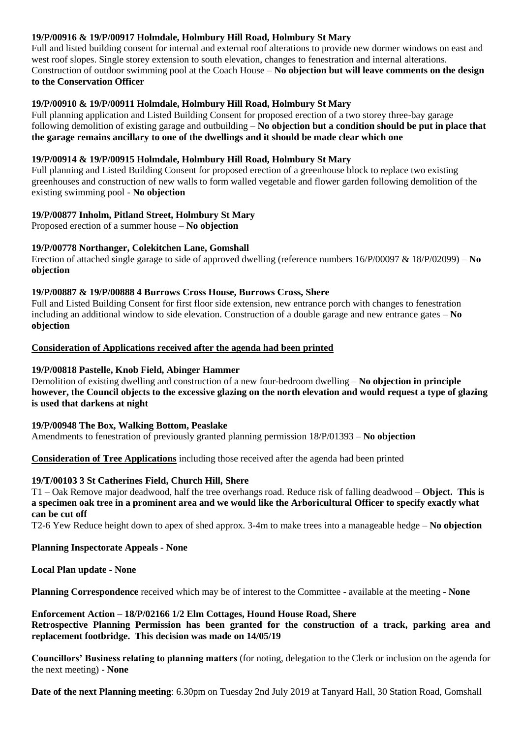**19/P/00916 & 19/P/00917 Holmdale, Holmbury Hill Road, Holmbury St Mary**

Full and listed building consent for internal and external roof alterations to provide new dormer windows on east and west roof slopes. Single storey extension to south elevation, changes to fenestration and internal alterations. Construction of outdoor swimming pool at the Coach House – **No objection but will leave comments on the design to the Conservation Officer**

**19/P/00910 & 19/P/00911 Holmdale, Holmbury Hill Road, Holmbury St Mary**

Full planning application and Listed Building Consent for proposed erection of a two storey three-bay garage following demolition of existing garage and outbuilding – **No objection but a condition should be put in place that the garage remains ancillary to one of the dwellings and it should be made clear which one**

**19/P/00914 & 19/P/00915 Holmdale, Holmbury Hill Road, Holmbury St Mary**

Full planning and Listed Building Consent for proposed erection of a greenhouse block to replace two existing greenhouses and construction of new walls to form walled vegetable and flower garden following demolition of the existing swimming pool - **No objection**

**19/P/00877 Inholm, Pitland Street, Holmbury St Mary**

Proposed erection of a summer house – **No objection**

**19/P/00778 Northanger, Colekitchen Lane, Gomshall**

Erection of attached single garage to side of approved dwelling (reference numbers 16/P/00097 & 18/P/02099) – **No objection**

**19/P/00887 & 19/P/00888 4 Burrows Cross House, Burrows Cross, Shere**

Full and Listed Building Consent for first floor side extension, new entrance porch with changes to fenestration including an additional window to side elevation. Construction of a double garage and new entrance gates – **No objection**

**Consideration of Applications received after the agenda had been printed**

**19/P/00818 Pastelle, Knob Field, Abinger Hammer**

Demolition of existing dwelling and construction of a new four-bedroom dwelling – **No objection in principle however, the Council objects to the excessive glazing on the north elevation and would request a type of glazing is used that darkens at night**

**19/P/00948 The Box, Walking Bottom, Peaslake**

Amendments to fenestration of previously granted planning permission 18/P/01393 – **No objection**

**Consideration of Tree Applications** including those received after the agenda had been printed

**19/T/00103 3 St Catherines Field, Church Hill, Shere**

T1 – Oak Remove major deadwood, half the tree overhangs road. Reduce risk of falling deadwood – **Object. This is a specimen oak tree in a prominent area and we would like the Arboricultural Officer to specify exactly what can be cut off**

T2-6 Yew Reduce height down to apex of shed approx. 3-4m to make trees into a manageable hedge – **No objection**

**Planning Inspectorate Appeals - None**

**Local Plan update - None**

**Planning Correspondence** received which may be of interest to the Committee - available at the meeting - **None**

**Enforcement Action – 18/P/02166 1/2 Elm Cottages, Hound House Road, Shere**

**Retrospective Planning Permission has been granted for the construction of a track, parking area and replacement footbridge. This decision was made on 14/05/19**

**Councillors' Business relating to planning matters** (for noting, delegation to the Clerk or inclusion on the agenda for the next meeting) - **None**

**Date of the next Planning meeting**: 6.30pm on Tuesday 2nd July 2019 at Tanyard Hall, 30 Station Road, Gomshall